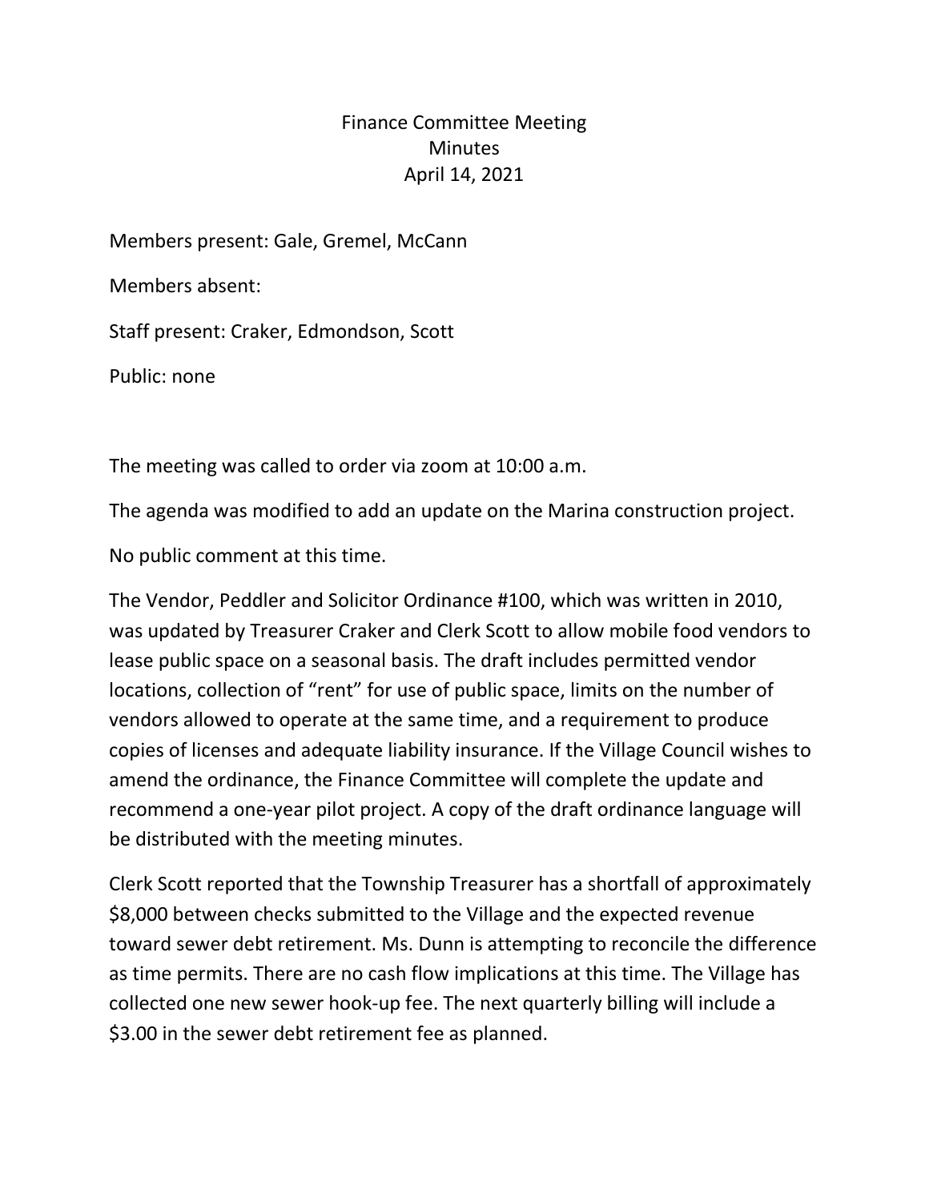# Finance Committee Meeting
## Minutes
### April 14, 2021

Members present: Gale, Gremel, McCann

Members absent:

Staff present: Craker, Edmondson, Scott

Public: none

The meeting was called to order via zoom at 10:00 a.m.

The agenda was modified to add an update on the Marina construction project.

No public comment at this time.

The Vendor, Peddler and Solicitor Ordinance #100, which was written in 2010, was updated by Treasurer Craker and Clerk Scott to allow mobile food vendors to lease public space on a seasonal basis. The draft includes permitted vendor locations, collection of "rent" for use of public space, limits on the number of vendors allowed to operate at the same time, and a requirement to produce copies of licenses and adequate liability insurance. If the Village Council wishes to amend the ordinance, the Finance Committee will complete the update and recommend a one-year pilot project. A copy of the draft ordinance language will be distributed with the meeting minutes.

Clerk Scott reported that the Township Treasurer has a shortfall of approximately $8,000 between checks submitted to the Village and the expected revenue toward sewer debt retirement. Ms. Dunn is attempting to reconcile the difference as time permits. There are no cash flow implications at this time. The Village has collected one new sewer hook-up fee. The next quarterly billing will include a $3.00 in the sewer debt retirement fee as planned.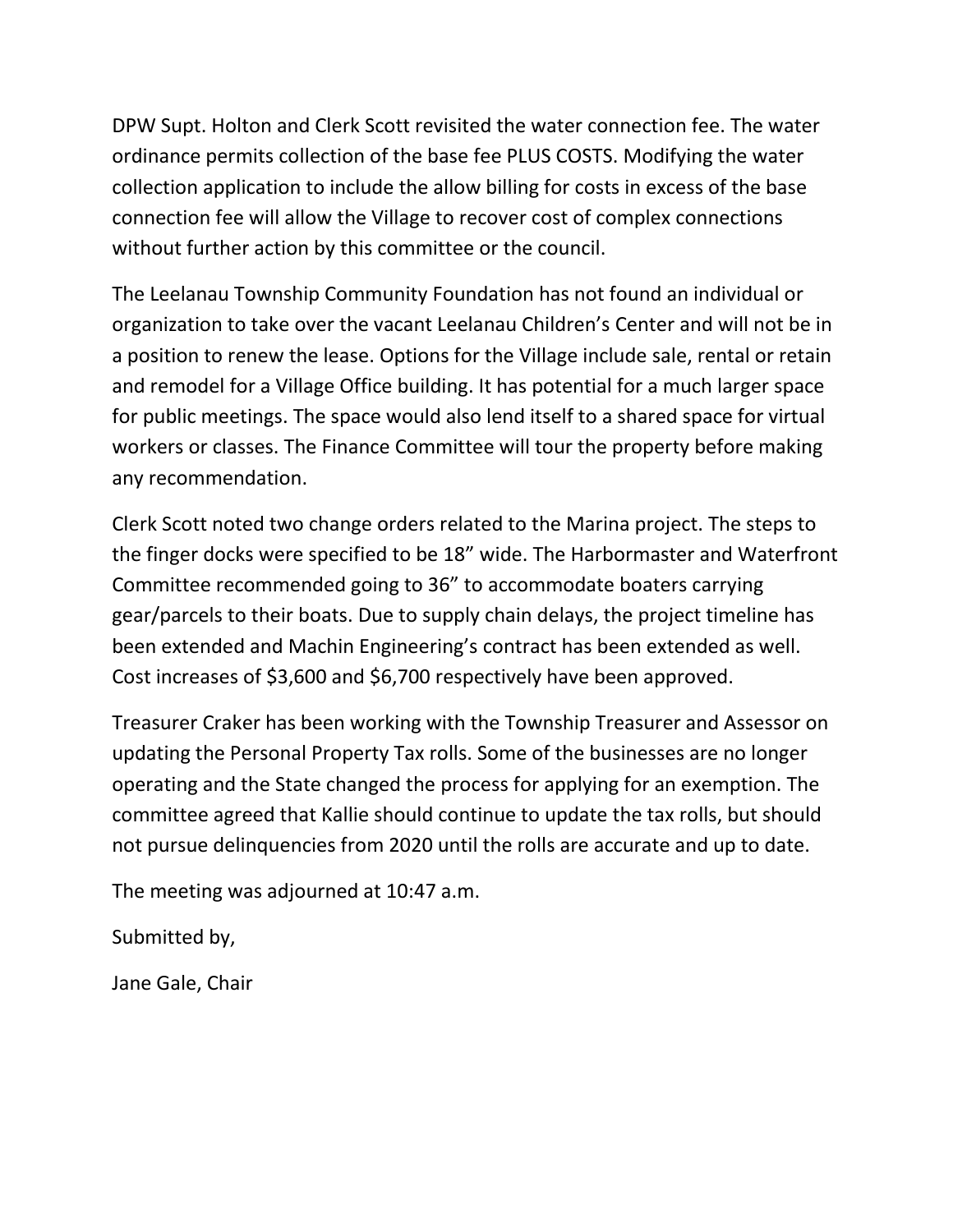DPW Supt. Holton and Clerk Scott revisited the water connection fee. The water ordinance permits collection of the base fee PLUS COSTS. Modifying the water collection application to include the allow billing for costs in excess of the base connection fee will allow the Village to recover cost of complex connections without further action by this committee or the council.

The Leelanau Township Community Foundation has not found an individual or organization to take over the vacant Leelanau Children's Center and will not be in a position to renew the lease. Options for the Village include sale, rental or retain and remodel for a Village Office building. It has potential for a much larger space for public meetings. The space would also lend itself to a shared space for virtual workers or classes. The Finance Committee will tour the property before making any recommendation.

Clerk Scott noted two change orders related to the Marina project. The steps to the finger docks were specified to be 18" wide. The Harbormaster and Waterfront Committee recommended going to 36" to accommodate boaters carrying gear/parcels to their boats. Due to supply chain delays, the project timeline has been extended and Machin Engineering's contract has been extended as well. Cost increases of $3,600 and $6,700 respectively have been approved.

Treasurer Craker has been working with the Township Treasurer and Assessor on updating the Personal Property Tax rolls. Some of the businesses are no longer operating and the State changed the process for applying for an exemption. The committee agreed that Kallie should continue to update the tax rolls, but should not pursue delinquencies from 2020 until the rolls are accurate and up to date.

The meeting was adjourned at 10:47 a.m.

Submitted by,

Jane Gale, Chair